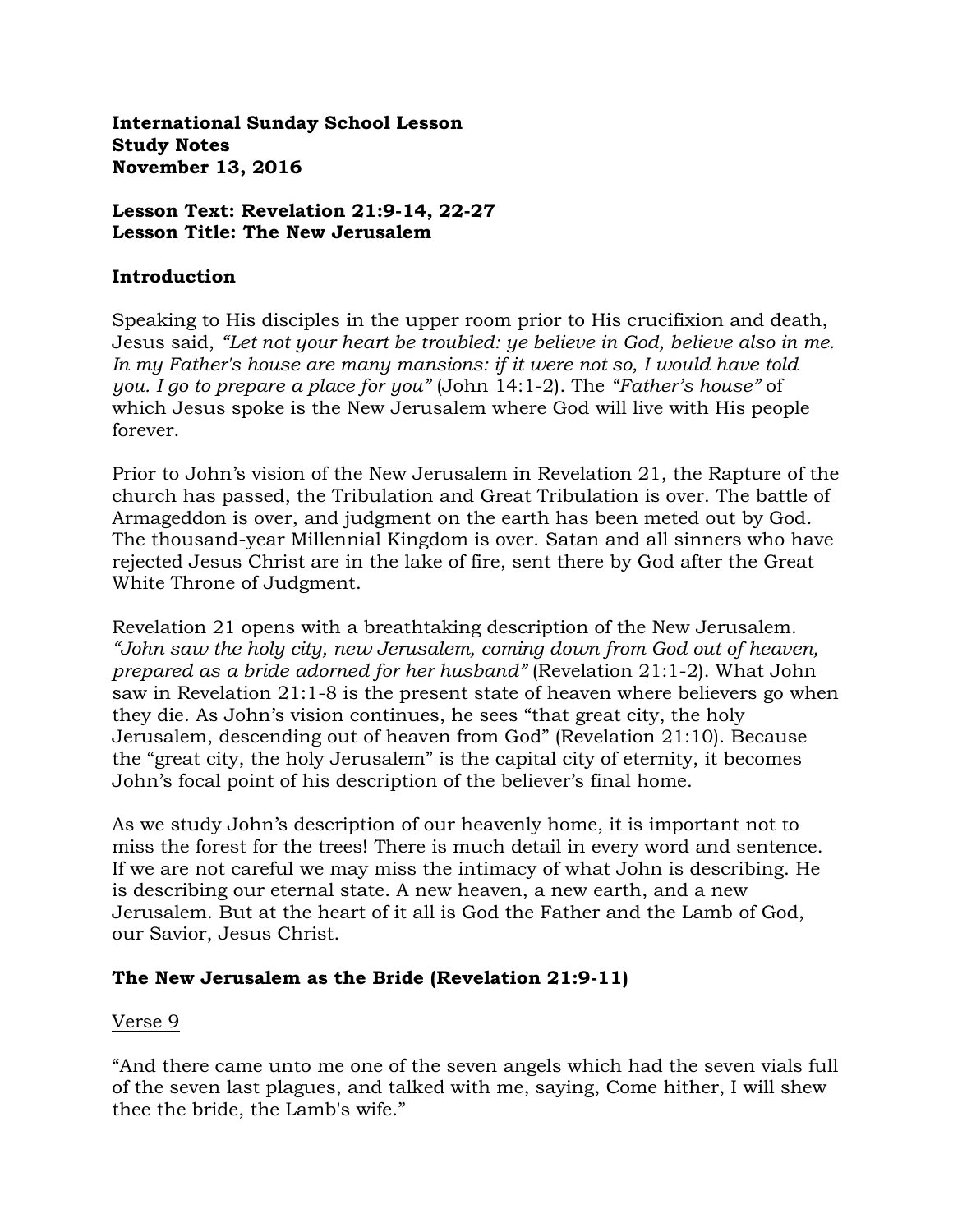**International Sunday School Lesson**
**Study Notes**
**November 13, 2016**

**Lesson Text: Revelation 21:9-14, 22-27**
**Lesson Title: The New Jerusalem**

## Introduction

Speaking to His disciples in the upper room prior to His crucifixion and death, Jesus said, *"Let not your heart be troubled: ye believe in God, believe also in me. In my Father's house are many mansions: if it were not so, I would have told you. I go to prepare a place for you"* (John 14:1-2). The *"Father's house"* of which Jesus spoke is the New Jerusalem where God will live with His people forever.

Prior to John's vision of the New Jerusalem in Revelation 21, the Rapture of the church has passed, the Tribulation and Great Tribulation is over. The battle of Armageddon is over, and judgment on the earth has been meted out by God. The thousand-year Millennial Kingdom is over. Satan and all sinners who have rejected Jesus Christ are in the lake of fire, sent there by God after the Great White Throne of Judgment.

Revelation 21 opens with a breathtaking description of the New Jerusalem. *"John saw the holy city, new Jerusalem, coming down from God out of heaven, prepared as a bride adorned for her husband"* (Revelation 21:1-2). What John saw in Revelation 21:1-8 is the present state of heaven where believers go when they die. As John's vision continues, he sees "that great city, the holy Jerusalem, descending out of heaven from God" (Revelation 21:10). Because the "great city, the holy Jerusalem" is the capital city of eternity, it becomes John's focal point of his description of the believer's final home.

As we study John's description of our heavenly home, it is important not to miss the forest for the trees! There is much detail in every word and sentence. If we are not careful we may miss the intimacy of what John is describing. He is describing our eternal state. A new heaven, a new earth, and a new Jerusalem. But at the heart of it all is God the Father and the Lamb of God, our Savior, Jesus Christ.

## The New Jerusalem as the Bride (Revelation 21:9-11)

<u>Verse 9</u>

"And there came unto me one of the seven angels which had the seven vials full of the seven last plagues, and talked with me, saying, Come hither, I will shew thee the bride, the Lamb's wife."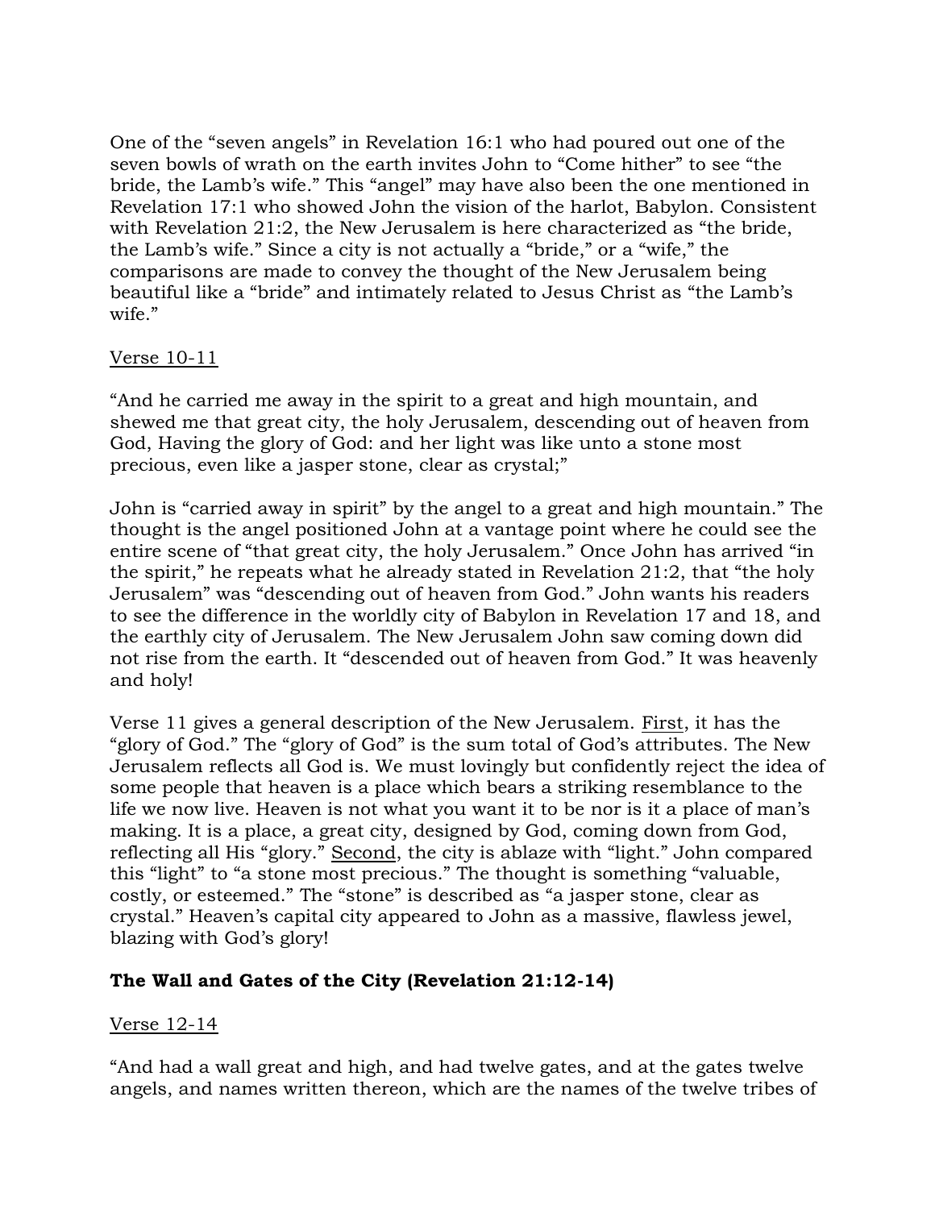One of the "seven angels" in Revelation 16:1 who had poured out one of the seven bowls of wrath on the earth invites John to "Come hither" to see "the bride, the Lamb's wife." This "angel" may have also been the one mentioned in Revelation 17:1 who showed John the vision of the harlot, Babylon. Consistent with Revelation 21:2, the New Jerusalem is here characterized as "the bride, the Lamb's wife." Since a city is not actually a "bride," or a "wife," the comparisons are made to convey the thought of the New Jerusalem being beautiful like a "bride" and intimately related to Jesus Christ as "the Lamb's wife."

<u>Verse 10-11</u>

"And he carried me away in the spirit to a great and high mountain, and shewed me that great city, the holy Jerusalem, descending out of heaven from God, Having the glory of God: and her light was like unto a stone most precious, even like a jasper stone, clear as crystal;"

John is "carried away in spirit" by the angel to a great and high mountain." The thought is the angel positioned John at a vantage point where he could see the entire scene of "that great city, the holy Jerusalem." Once John has arrived "in the spirit," he repeats what he already stated in Revelation 21:2, that "the holy Jerusalem" was "descending out of heaven from God." John wants his readers to see the difference in the worldly city of Babylon in Revelation 17 and 18, and the earthly city of Jerusalem. The New Jerusalem John saw coming down did not rise from the earth. It "descended out of heaven from God." It was heavenly and holy!

Verse 11 gives a general description of the New Jerusalem. <u>First</u>, it has the "glory of God." The "glory of God" is the sum total of God's attributes. The New Jerusalem reflects all God is. We must lovingly but confidently reject the idea of some people that heaven is a place which bears a striking resemblance to the life we now live. Heaven is not what you want it to be nor is it a place of man's making. It is a place, a great city, designed by God, coming down from God, reflecting all His "glory." <u>Second</u>, the city is ablaze with "light." John compared this "light" to "a stone most precious." The thought is something "valuable, costly, or esteemed." The "stone" is described as "a jasper stone, clear as crystal." Heaven's capital city appeared to John as a massive, flawless jewel, blazing with God's glory!

**The Wall and Gates of the City (Revelation 21:12-14)**

<u>Verse 12-14</u>

"And had a wall great and high, and had twelve gates, and at the gates twelve angels, and names written thereon, which are the names of the twelve tribes of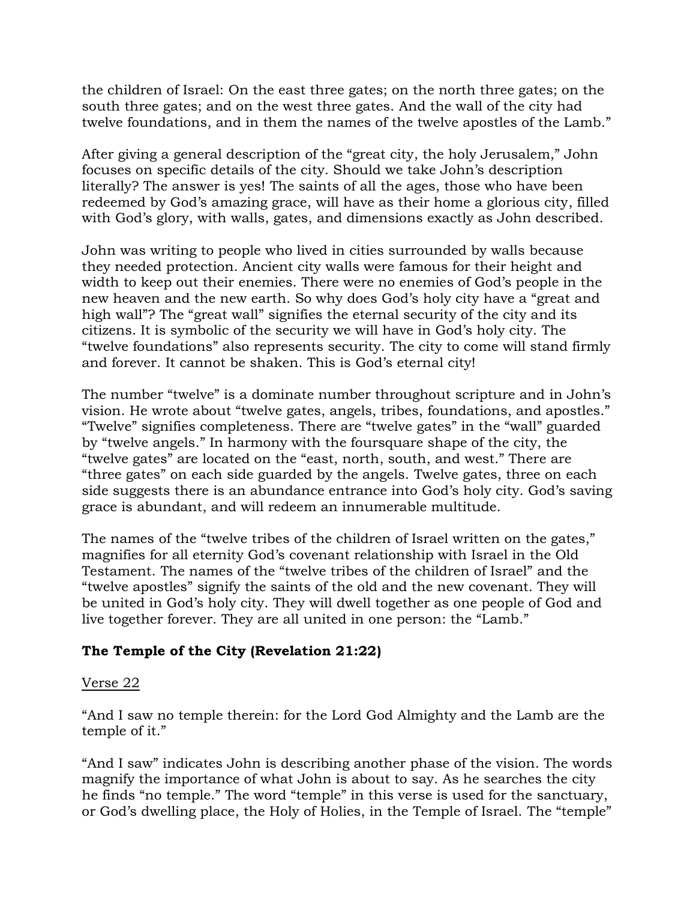the children of Israel: On the east three gates; on the north three gates; on the south three gates; and on the west three gates. And the wall of the city had twelve foundations, and in them the names of the twelve apostles of the Lamb."

After giving a general description of the "great city, the holy Jerusalem," John focuses on specific details of the city. Should we take John's description literally? The answer is yes! The saints of all the ages, those who have been redeemed by God's amazing grace, will have as their home a glorious city, filled with God's glory, with walls, gates, and dimensions exactly as John described.

John was writing to people who lived in cities surrounded by walls because they needed protection. Ancient city walls were famous for their height and width to keep out their enemies. There were no enemies of God's people in the new heaven and the new earth. So why does God's holy city have a "great and high wall"? The "great wall" signifies the eternal security of the city and its citizens. It is symbolic of the security we will have in God's holy city. The "twelve foundations" also represents security. The city to come will stand firmly and forever. It cannot be shaken. This is God's eternal city!

The number "twelve" is a dominate number throughout scripture and in John's vision. He wrote about "twelve gates, angels, tribes, foundations, and apostles." "Twelve" signifies completeness. There are "twelve gates" in the "wall" guarded by "twelve angels." In harmony with the foursquare shape of the city, the "twelve gates" are located on the "east, north, south, and west." There are "three gates" on each side guarded by the angels. Twelve gates, three on each side suggests there is an abundance entrance into God's holy city. God's saving grace is abundant, and will redeem an innumerable multitude.

The names of the "twelve tribes of the children of Israel written on the gates," magnifies for all eternity God's covenant relationship with Israel in the Old Testament. The names of the "twelve tribes of the children of Israel" and the "twelve apostles" signify the saints of the old and the new covenant. They will be united in God's holy city. They will dwell together as one people of God and live together forever. They are all united in one person: the "Lamb."

### The Temple of the City (Revelation 21:22)

<u>Verse 22</u>

"And I saw no temple therein: for the Lord God Almighty and the Lamb are the temple of it."

"And I saw" indicates John is describing another phase of the vision. The words magnify the importance of what John is about to say. As he searches the city he finds "no temple." The word "temple" in this verse is used for the sanctuary, or God's dwelling place, the Holy of Holies, in the Temple of Israel. The "temple"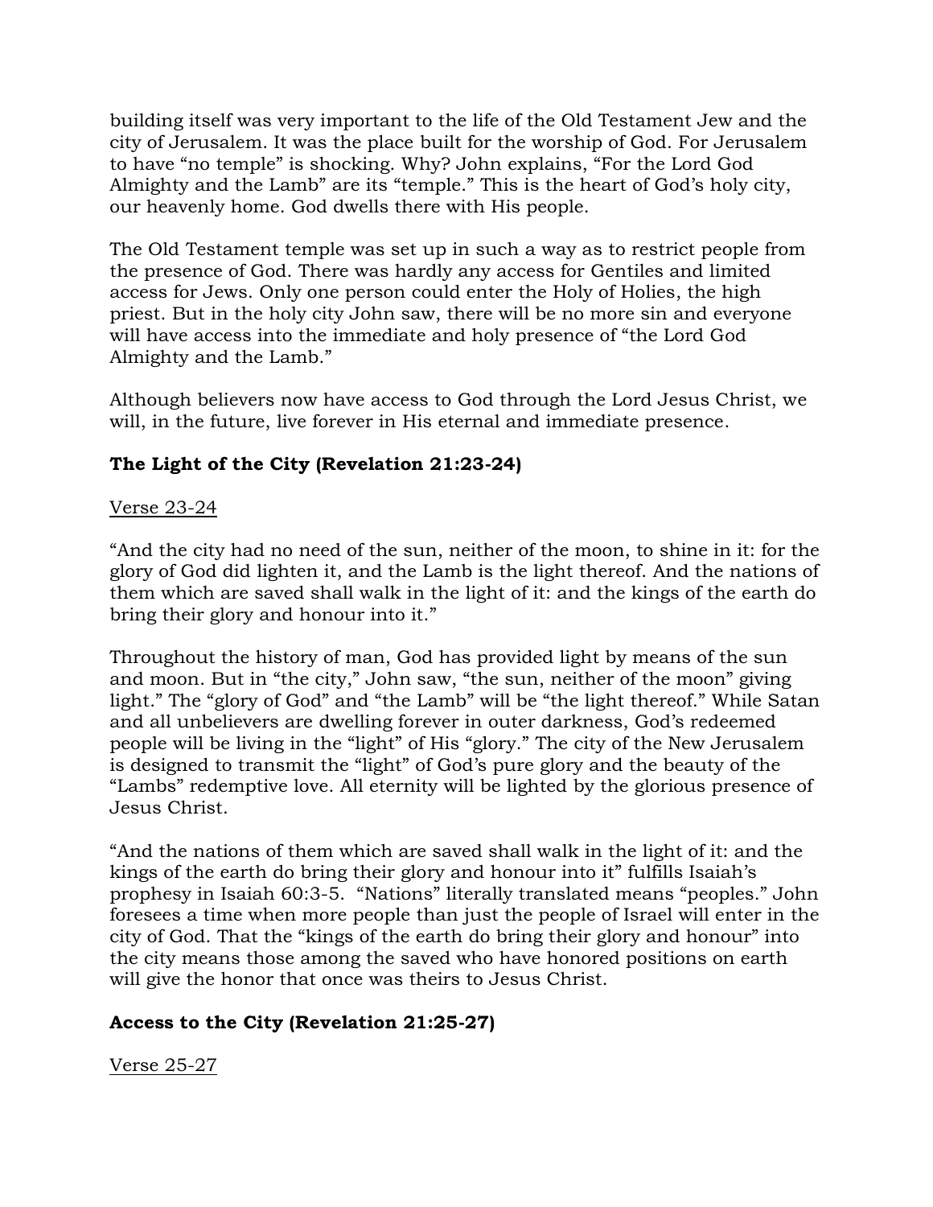building itself was very important to the life of the Old Testament Jew and the city of Jerusalem. It was the place built for the worship of God. For Jerusalem to have "no temple" is shocking. Why? John explains, "For the Lord God Almighty and the Lamb" are its "temple." This is the heart of God's holy city, our heavenly home. God dwells there with His people.

The Old Testament temple was set up in such a way as to restrict people from the presence of God. There was hardly any access for Gentiles and limited access for Jews. Only one person could enter the Holy of Holies, the high priest. But in the holy city John saw, there will be no more sin and everyone will have access into the immediate and holy presence of "the Lord God Almighty and the Lamb."

Although believers now have access to God through the Lord Jesus Christ, we will, in the future, live forever in His eternal and immediate presence.

## **The Light of the City (Revelation 21:23-24)**

<u>Verse 23-24</u>

"And the city had no need of the sun, neither of the moon, to shine in it: for the glory of God did lighten it, and the Lamb is the light thereof. And the nations of them which are saved shall walk in the light of it: and the kings of the earth do bring their glory and honour into it."

Throughout the history of man, God has provided light by means of the sun and moon. But in "the city," John saw, "the sun, neither of the moon" giving light." The "glory of God" and "the Lamb" will be "the light thereof." While Satan and all unbelievers are dwelling forever in outer darkness, God's redeemed people will be living in the "light" of His "glory." The city of the New Jerusalem is designed to transmit the "light" of God's pure glory and the beauty of the "Lambs" redemptive love. All eternity will be lighted by the glorious presence of Jesus Christ.

"And the nations of them which are saved shall walk in the light of it: and the kings of the earth do bring their glory and honour into it" fulfills Isaiah's prophesy in Isaiah 60:3-5. "Nations" literally translated means "peoples." John foresees a time when more people than just the people of Israel will enter in the city of God. That the "kings of the earth do bring their glory and honour" into the city means those among the saved who have honored positions on earth will give the honor that once was theirs to Jesus Christ.

## **Access to the City (Revelation 21:25-27)**

<u>Verse 25-27</u>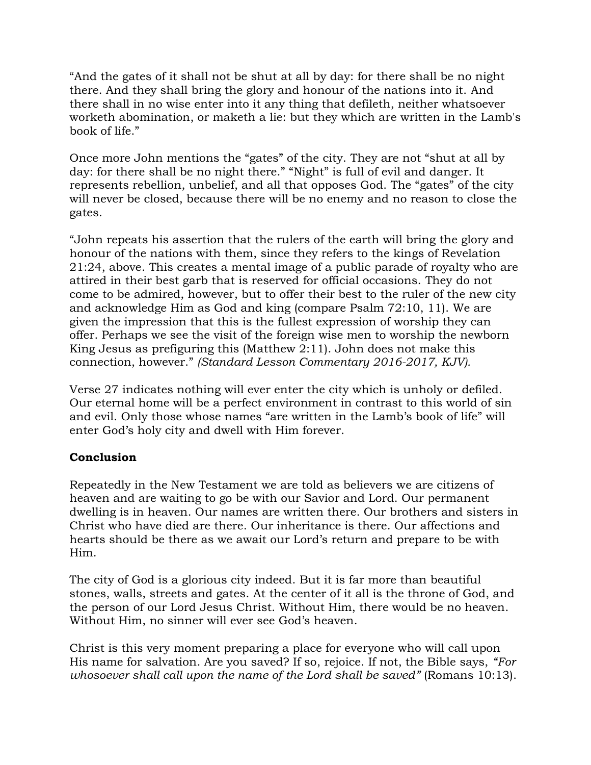"And the gates of it shall not be shut at all by day: for there shall be no night there. And they shall bring the glory and honour of the nations into it. And there shall in no wise enter into it any thing that defileth, neither whatsoever worketh abomination, or maketh a lie: but they which are written in the Lamb's book of life."

Once more John mentions the "gates" of the city. They are not "shut at all by day: for there shall be no night there." "Night" is full of evil and danger. It represents rebellion, unbelief, and all that opposes God. The "gates" of the city will never be closed, because there will be no enemy and no reason to close the gates.

"John repeats his assertion that the rulers of the earth will bring the glory and honour of the nations with them, since they refers to the kings of Revelation 21:24, above. This creates a mental image of a public parade of royalty who are attired in their best garb that is reserved for official occasions. They do not come to be admired, however, but to offer their best to the ruler of the new city and acknowledge Him as God and king (compare Psalm 72:10, 11). We are given the impression that this is the fullest expression of worship they can offer. Perhaps we see the visit of the foreign wise men to worship the newborn King Jesus as prefiguring this (Matthew 2:11). John does not make this connection, however." *(Standard Lesson Commentary 2016-2017, KJV).*

Verse 27 indicates nothing will ever enter the city which is unholy or defiled. Our eternal home will be a perfect environment in contrast to this world of sin and evil. Only those whose names "are written in the Lamb's book of life" will enter God's holy city and dwell with Him forever.

**Conclusion**

Repeatedly in the New Testament we are told as believers we are citizens of heaven and are waiting to go be with our Savior and Lord. Our permanent dwelling is in heaven. Our names are written there. Our brothers and sisters in Christ who have died are there. Our inheritance is there. Our affections and hearts should be there as we await our Lord's return and prepare to be with Him.

The city of God is a glorious city indeed. But it is far more than beautiful stones, walls, streets and gates. At the center of it all is the throne of God, and the person of our Lord Jesus Christ. Without Him, there would be no heaven. Without Him, no sinner will ever see God's heaven.

Christ is this very moment preparing a place for everyone who will call upon His name for salvation. Are you saved? If so, rejoice. If not, the Bible says, *"For whosoever shall call upon the name of the Lord shall be saved"* (Romans 10:13).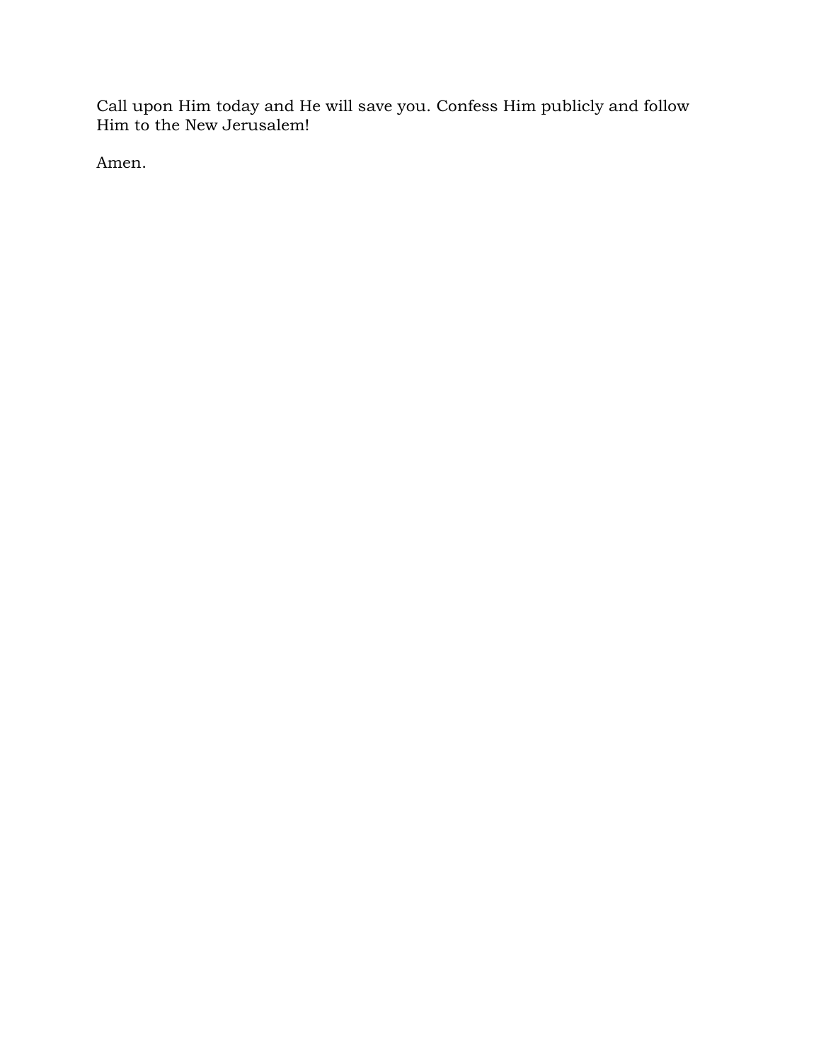Call upon Him today and He will save you. Confess Him publicly and follow Him to the New Jerusalem!

Amen.